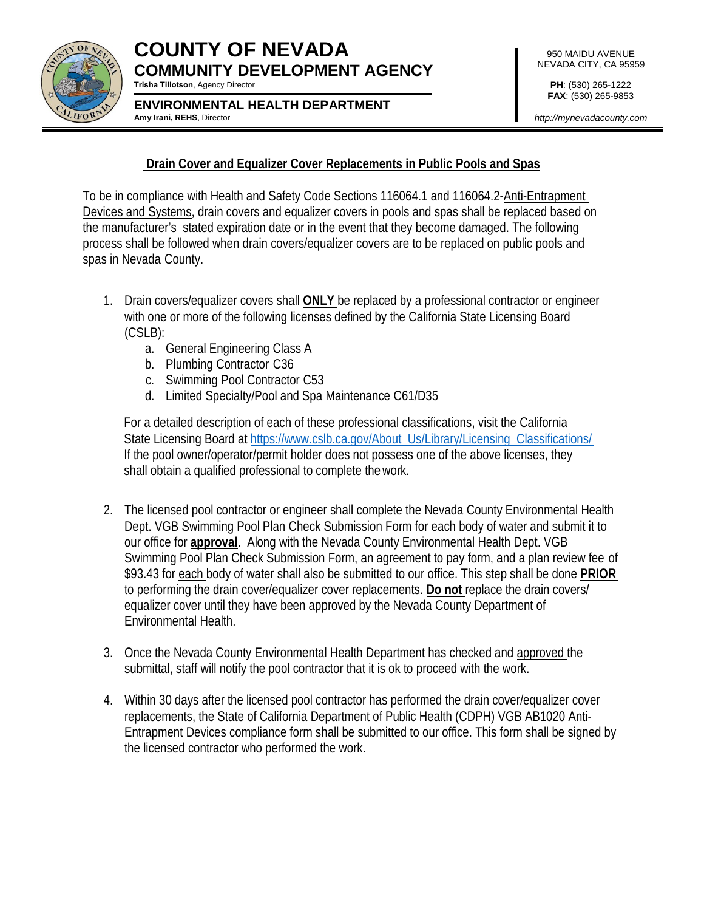# COUNTY OF NEVADA

## COMMUNITY DEVELOPMENT AGENCY

**Trisha Tillotson**, Agency Director

**ENVIRONMENTAL HEALTH DEPARTMENT**

**Amy Irani, REHS**, Director

950 MAIDU AVENUE
NEVADA CITY, CA 95959

**PH**: (530) 265-1222
**FAX**: (530) 265-9853

*http://mynevadacounty.com*

## Drain Cover and Equalizer Cover Replacements in Public Pools and Spas

To be in compliance with Health and Safety Code Sections 116064.1 and 116064.2-Anti-Entrapment Devices and Systems, drain covers and equalizer covers in pools and spas shall be replaced based on the manufacturer's stated expiration date or in the event that they become damaged. The following process shall be followed when drain covers/equalizer covers are to be replaced on public pools and spas in Nevada County.

1. Drain covers/equalizer covers shall **ONLY** be replaced by a professional contractor or engineer with one or more of the following licenses defined by the California State Licensing Board (CSLB):
   a. General Engineering Class A
   b. Plumbing Contractor C36
   c. Swimming Pool Contractor C53
   d. Limited Specialty/Pool and Spa Maintenance C61/D35

   For a detailed description of each of these professional classifications, visit the California State Licensing Board at https://www.cslb.ca.gov/About_Us/Library/Licensing_Classifications/ If the pool owner/operator/permit holder does not possess one of the above licenses, they shall obtain a qualified professional to complete the work.

2. The licensed pool contractor or engineer shall complete the Nevada County Environmental Health Dept. VGB Swimming Pool Plan Check Submission Form for each body of water and submit it to our office for **approval**. Along with the Nevada County Environmental Health Dept. VGB Swimming Pool Plan Check Submission Form, an agreement to pay form, and a plan review fee of $93.43 for each body of water shall also be submitted to our office. This step shall be done **PRIOR** to performing the drain cover/equalizer cover replacements. **Do not** replace the drain covers/ equalizer cover until they have been approved by the Nevada County Department of Environmental Health.

3. Once the Nevada County Environmental Health Department has checked and approved the submittal, staff will notify the pool contractor that it is ok to proceed with the work.

4. Within 30 days after the licensed pool contractor has performed the drain cover/equalizer cover replacements, the State of California Department of Public Health (CDPH) VGB AB1020 Anti-Entrapment Devices compliance form shall be submitted to our office. This form shall be signed by the licensed contractor who performed the work.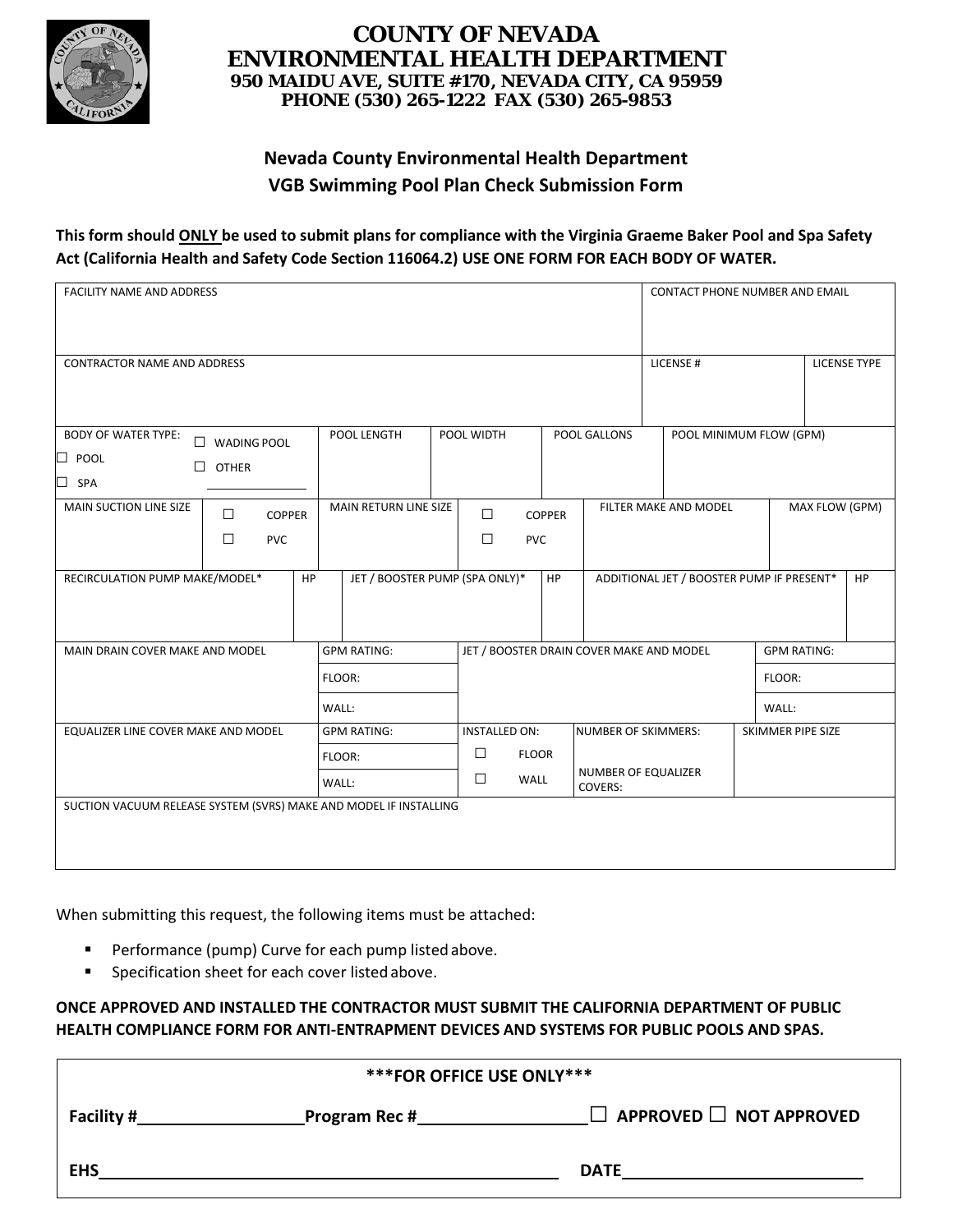# COUNTY OF NEVADA
# ENVIRONMENTAL HEALTH DEPARTMENT
**950 MAIDU AVE, SUITE #170, NEVADA CITY, CA 95959**
**PHONE (530) 265-1222 FAX (530) 265-9853**

## Nevada County Environmental Health Department
## VGB Swimming Pool Plan Check Submission Form

**This form should ONLY be used to submit plans for compliance with the Virginia Graeme Baker Pool and Spa Safety Act (California Health and Safety Code Section 116064.2) USE ONE FORM FOR EACH BODY OF WATER.**

| FACILITY NAME AND ADDRESS | | | CONTACT PHONE NUMBER AND EMAIL | |
|---|---|---|---|---|
| | | | | |
| CONTRACTOR NAME AND ADDRESS | | | LICENSE # | LICENSE TYPE |
| | | | | |

| BODY OF WATER TYPE: ☐ POOL ☐ SPA ☐ WADING POOL ☐ OTHER ______ | POOL LENGTH | POOL WIDTH | POOL GALLONS | POOL MINIMUM FLOW (GPM) |
|---|---|---|---|---|
| | | | | |

| MAIN SUCTION LINE SIZE | ☐ COPPER ☐ PVC | MAIN RETURN LINE SIZE | ☐ COPPER ☐ PVC | FILTER MAKE AND MODEL | MAX FLOW (GPM) |
|---|---|---|---|---|---|
| | | | | | |

| RECIRCULATION PUMP MAKE/MODEL* | HP | JET / BOOSTER PUMP (SPA ONLY)* | HP | ADDITIONAL JET / BOOSTER PUMP IF PRESENT* | HP |
|---|---|---|---|---|---|
| | | | | | |

| MAIN DRAIN COVER MAKE AND MODEL | GPM RATING: | JET / BOOSTER DRAIN COVER MAKE AND MODEL | GPM RATING: |
|---|---|---|---|
| | FLOOR: | | FLOOR: |
| | WALL: | | WALL: |

| EQUALIZER LINE COVER MAKE AND MODEL | GPM RATING: | INSTALLED ON: | NUMBER OF SKIMMERS: | SKIMMER PIPE SIZE |
|---|---|---|---|---|
| | FLOOR: | ☐ FLOOR | | |
| | WALL: | ☐ WALL | NUMBER OF EQUALIZER COVERS: | |

| SUCTION VACUUM RELEASE SYSTEM (SVRS) MAKE AND MODEL IF INSTALLING |
|---|
| |

When submitting this request, the following items must be attached:

- Performance (pump) Curve for each pump listed above.
- Specification sheet for each cover listed above.

**ONCE APPROVED AND INSTALLED THE CONTRACTOR MUST SUBMIT THE CALIFORNIA DEPARTMENT OF PUBLIC HEALTH COMPLIANCE FORM FOR ANTI-ENTRAPMENT DEVICES AND SYSTEMS FOR PUBLIC POOLS AND SPAS.**

**\*\*\*FOR OFFICE USE ONLY\*\*\***

**Facility #**__________________ **Program Rec #**__________________ ☐ **APPROVED** ☐ **NOT APPROVED**

**EHS**__________________________________________ **DATE**__________________________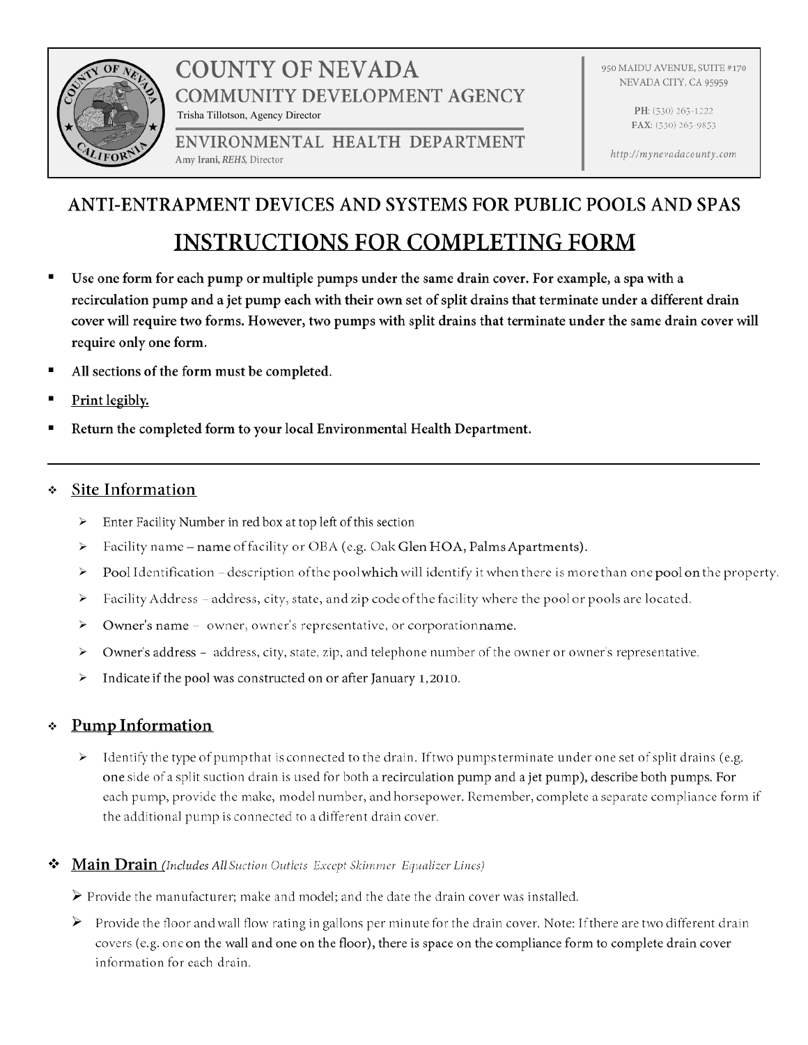# COUNTY OF NEVADA
## COMMUNITY DEVELOPMENT AGENCY

Trisha Tillotson, Agency Director

## ENVIRONMENTAL HEALTH DEPARTMENT

Amy Irani, *REHS*, Director

950 MAIDU AVENUE, SUITE #170
NEVADA CITY, CA 95959

**PH**: (530) 265-1222
**FAX**: (530) 265-9853

*http://mynevadacounty.com*

# ANTI-ENTRAPMENT DEVICES AND SYSTEMS FOR PUBLIC POOLS AND SPAS

# INSTRUCTIONS FOR COMPLETING FORM

- **Use one form for each pump or multiple pumps under the same drain cover. For example, a spa with a recirculation pump and a jet pump each with their own set of split drains that terminate under a different drain cover will require two forms. However, two pumps with split drains that terminate under the same drain cover will require only one form.**
- **All sections of the form must be completed.**
- **Print legibly.**
- **Return the completed form to your local Environmental Health Department.**

---

## Site Information

- Enter Facility Number in red box at top left of this section
- Facility name – name of facility or OBA (e.g. Oak Glen HOA, Palms Apartments).
- Pool Identification – description of the pool which will identify it when there is more than one pool on the property.
- Facility Address – address, city, state, and zip code of the facility where the pool or pools are located.
- Owner's name – owner, owner's representative, or corporation name.
- Owner's address – address, city, state, zip, and telephone number of the owner or owner's representative.
- Indicate if the pool was constructed on or after January 1, 2010.

## Pump Information

- Identify the type of pump that is connected to the drain. If two pumps terminate under one set of split drains (e.g. one side of a split suction drain is used for both a recirculation pump and a jet pump), describe both pumps. For each pump, provide the make, model number, and horsepower. Remember, complete a separate compliance form if the additional pump is connected to a different drain cover.

## Main Drain *(Includes All Suction Outlets Except Skimmer Equalizer Lines)*

- Provide the manufacturer; make and model; and the date the drain cover was installed.
- Provide the floor and wall flow rating in gallons per minute for the drain cover. Note: If there are two different drain covers (e.g. one on the wall and one on the floor), there is space on the compliance form to complete drain cover information for each drain.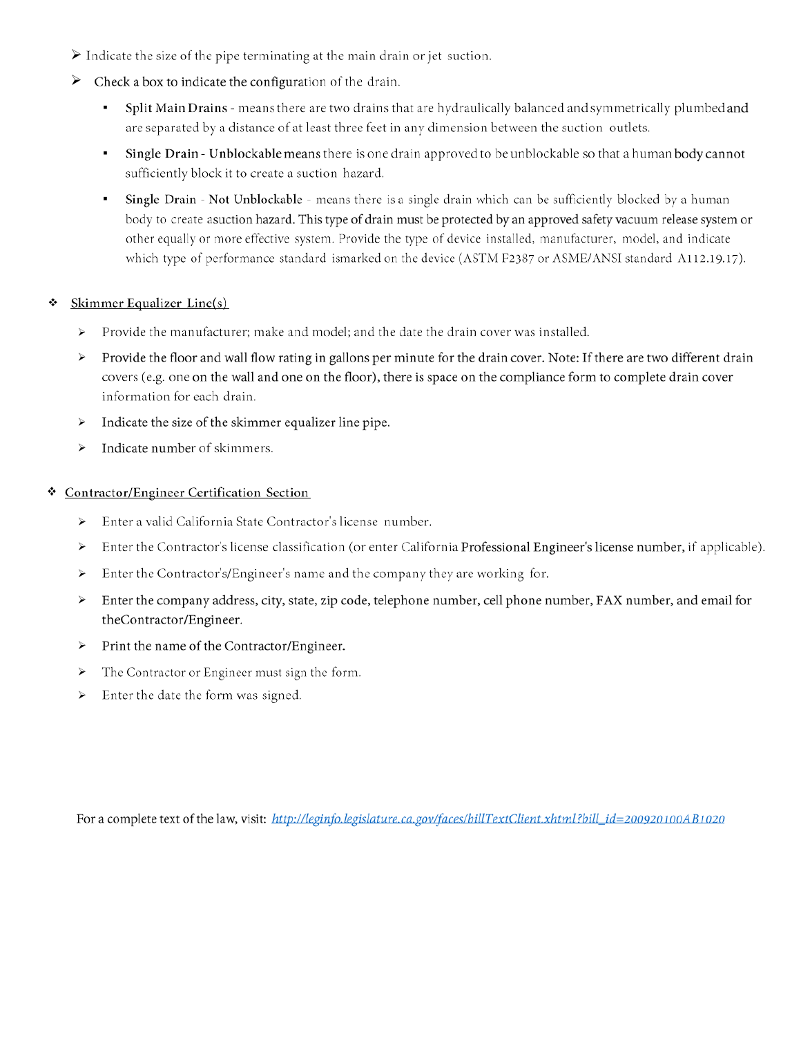- Indicate the size of the pipe terminating at the main drain or jet suction.
- Check a box to indicate the configuration of the drain.
  - **Split Main Drains** - means there are two drains that are hydraulically balanced and symmetrically plumbed and are separated by a distance of at least three feet in any dimension between the suction outlets.
  - **Single Drain - Unblockable** means there is one drain approved to be unblockable so that a human body cannot sufficiently block it to create a suction hazard.
  - **Single Drain - Not Unblockable** - means there is a single drain which can be sufficiently blocked by a human body to create asuction hazard. This type of drain must be protected by an approved safety vacuum release system or other equally or more effective system. Provide the type of device installed, manufacturer, model, and indicate which type of performance standard ismarked on the device (ASTM F2387 or ASME/ANSI standard A112.19.17).

## Skimmer Equalizer Line(s)

- Provide the manufacturer; make and model; and the date the drain cover was installed.
- Provide the floor and wall flow rating in gallons per minute for the drain cover. Note: If there are two different drain covers (e.g. one on the wall and one on the floor), there is space on the compliance form to complete drain cover information for each drain.
- Indicate the size of the skimmer equalizer line pipe.
- Indicate number of skimmers.

## Contractor/Engineer Certification Section

- Enter a valid California State Contractor's license number.
- Enter the Contractor's license classification (or enter California Professional Engineer's license number, if applicable).
- Enter the Contractor's/Engineer's name and the company they are working for.
- Enter the company address, city, state, zip code, telephone number, cell phone number, FAX number, and email for theContractor/Engineer.
- Print the name of the Contractor/Engineer.
- The Contractor or Engineer must sign the form.
- Enter the date the form was signed.

For a complete text of the law, visit: [http://leginfo.legislature.ca.gov/faces/billTextClient.xhtml?bill_id=200920100AB1020](http://leginfo.legislature.ca.gov/faces/billTextClient.xhtml?bill_id=200920100AB1020)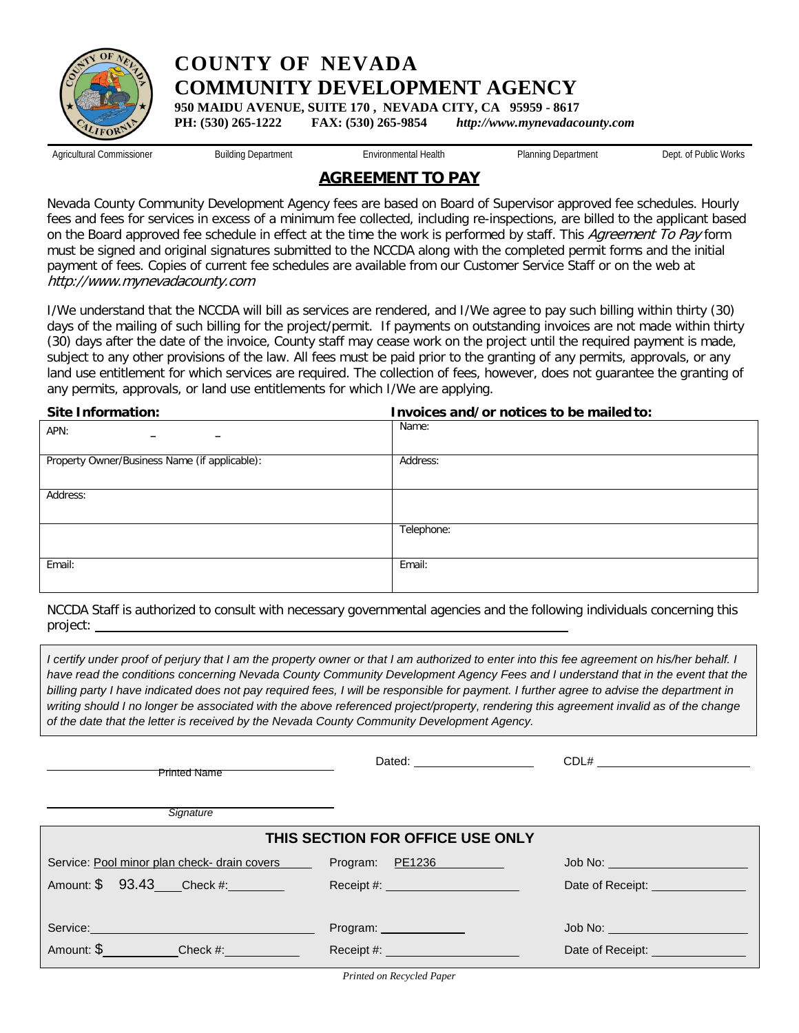# COUNTY OF NEVADA
## COMMUNITY DEVELOPMENT AGENCY

**950 MAIDU AVENUE, SUITE 170 , NEVADA CITY, CA 95959 - 8617**
**PH: (530) 265-1222 FAX: (530) 265-9854 *http://www.mynevadacounty.com***

Agricultural Commissioner | Building Department | Environmental Health | Planning Department | Dept. of Public Works

## AGREEMENT TO PAY

Nevada County Community Development Agency fees are based on Board of Supervisor approved fee schedules. Hourly fees and fees for services in excess of a minimum fee collected, including re-inspections, are billed to the applicant based on the Board approved fee schedule in effect at the time the work is performed by staff. This *Agreement To Pay* form must be signed and original signatures submitted to the NCCDA along with the completed permit forms and the initial payment of fees. Copies of current fee schedules are available from our Customer Service Staff or on the web at *http://www.mynevadacounty.com*

I/We understand that the NCCDA will bill as services are rendered, and I/We agree to pay such billing within thirty (30) days of the mailing of such billing for the project/permit. If payments on outstanding invoices are not made within thirty (30) days after the date of the invoice, County staff may cease work on the project until the required payment is made, subject to any other provisions of the law. All fees must be paid prior to the granting of any permits, approvals, or any land use entitlement for which services are required. The collection of fees, however, does not guarantee the granting of any permits, approvals, or land use entitlements for which I/We are applying.

| **Site Information:** | **Invoices and/or notices to be mailed to:** |
|---|---|
| APN: _ _ | Name: |
| Property Owner/Business Name (if applicable): | Address: |
| Address: | |
| | Telephone: |
| Email: | Email: |

NCCDA Staff is authorized to consult with necessary governmental agencies and the following individuals concerning this project: ____________________

*I certify under proof of perjury that I am the property owner or that I am authorized to enter into this fee agreement on his/her behalf. I have read the conditions concerning Nevada County Community Development Agency Fees and I understand that in the event that the billing party I have indicated does not pay required fees, I will be responsible for payment. I further agree to advise the department in writing should I no longer be associated with the above referenced project/property, rendering this agreement invalid as of the change of the date that the letter is received by the Nevada County Community Development Agency.*

____________________ Printed Name    Dated: ____________    CDL# ____________

____________________ *Signature*

| THIS SECTION FOR OFFICE USE ONLY | | |
|---|---|---|
| Service: Pool minor plan check- drain covers | Program: PE1236 | Job No: |
| Amount: $ 93.43 Check #: | Receipt #: | Date of Receipt: |
| Service: | Program: | Job No: |
| Amount: $ Check #: | Receipt #: | Date of Receipt: |

*Printed on Recycled Paper*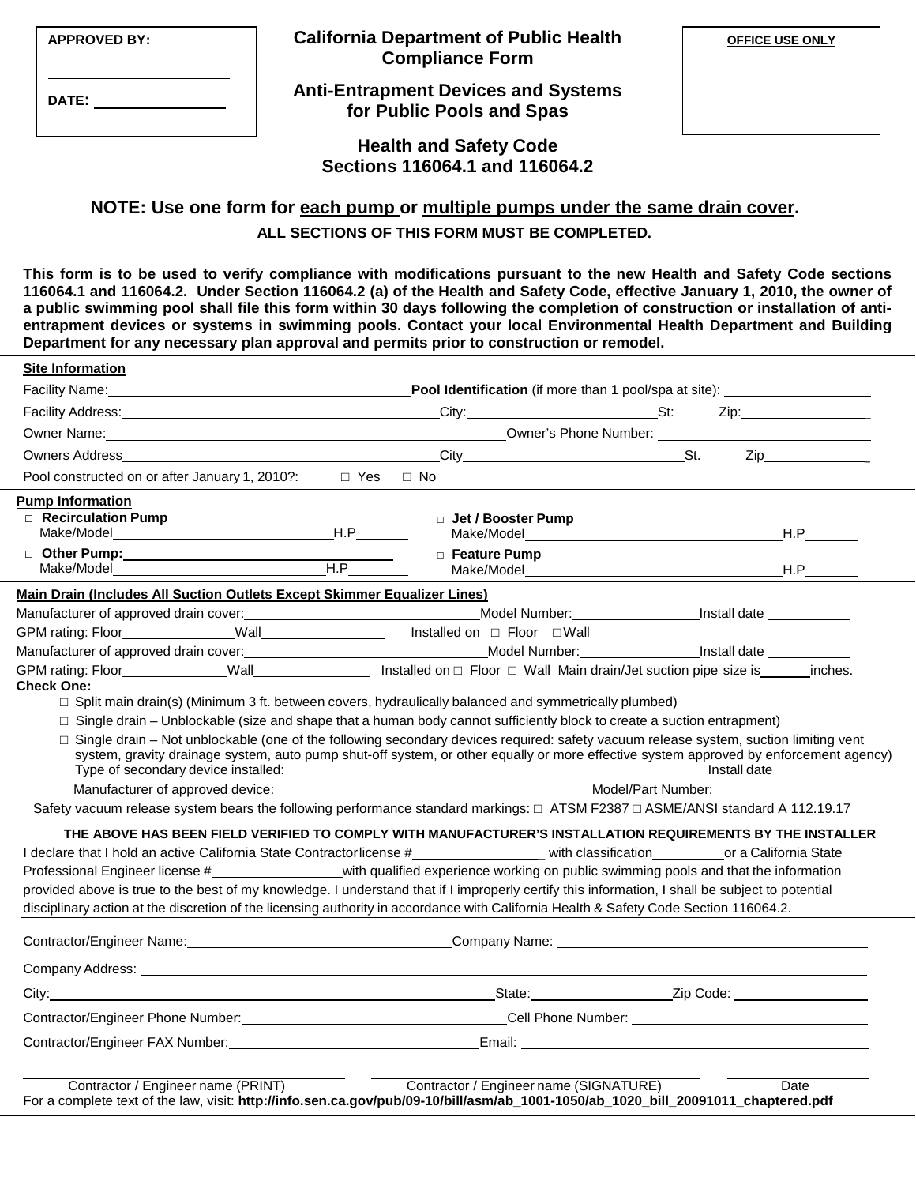**APPROVED BY:**

______________________

**DATE:** ______________

# California Department of Public Health Compliance Form

## Anti-Entrapment Devices and Systems for Public Pools and Spas

## Health and Safety Code Sections 116064.1 and 116064.2

**OFFICE USE ONLY**

## NOTE: Use one form for each pump or multiple pumps under the same drain cover.

**ALL SECTIONS OF THIS FORM MUST BE COMPLETED.**

**This form is to be used to verify compliance with modifications pursuant to the new Health and Safety Code sections 116064.1 and 116064.2. Under Section 116064.2 (a) of the Health and Safety Code, effective January 1, 2010, the owner of a public swimming pool shall file this form within 30 days following the completion of construction or installation of anti-entrapment devices or systems in swimming pools. Contact your local Environmental Health Department and Building Department for any necessary plan approval and permits prior to construction or remodel.**

**Site Information**

Facility Name: ______________________ **Pool Identification** (if more than 1 pool/spa at site): ______________

Facility Address: ______________________ City: ______________ St: ____ Zip: ______________

Owner Name: ______________________ Owner's Phone Number: ______________

Owners Address ______________________ City ______________ St. ____ Zip ______________

Pool constructed on or after January 1, 2010?: □ Yes □ No

**Pump Information**

□ **Recirculation Pump**
Make/Model ______________ H.P ______

□ **Jet / Booster Pump**
Make/Model ______________ H.P ______

□ **Other Pump:** ______________
Make/Model ______________ H.P ______

□ **Feature Pump**
Make/Model ______________ H.P ______

**Main Drain (Includes All Suction Outlets Except Skimmer Equalizer Lines)**

Manufacturer of approved drain cover: ______________ Model Number: ______________ Install date ______________

GPM rating: Floor ______________ Wall ______________ Installed on □ Floor □ Wall

Manufacturer of approved drain cover: ______________ Model Number: ______________ Install date ______________

GPM rating: Floor ______________ Wall ______________ Installed on □ Floor □ Wall Main drain/Jet suction pipe size is ______ inches.

**Check One:**

- □ Split main drain(s) (Minimum 3 ft. between covers, hydraulically balanced and symmetrically plumbed)
- □ Single drain – Unblockable (size and shape that a human body cannot sufficiently block to create a suction entrapment)
- □ Single drain – Not unblockable (one of the following secondary devices required: safety vacuum release system, suction limiting vent system, gravity drainage system, auto pump shut-off system, or other equally or more effective system approved by enforcement agency)
  Type of secondary device installed: ______________ Install date ______________
  Manufacturer of approved device: ______________ Model/Part Number: ______________

Safety vacuum release system bears the following performance standard markings: □ ATSM F2387 □ ASME/ANSI standard A 112.19.17

**THE ABOVE HAS BEEN FIELD VERIFIED TO COMPLY WITH MANUFACTURER'S INSTALLATION REQUIREMENTS BY THE INSTALLER**

I declare that I hold an active California State Contractor license # ______________ with classification ______________ or a California State Professional Engineer license # ______________ with qualified experience working on public swimming pools and that the information provided above is true to the best of my knowledge. I understand that if I improperly certify this information, I shall be subject to potential disciplinary action at the discretion of the licensing authority in accordance with California Health & Safety Code Section 116064.2.

Contractor/Engineer Name: ______________ Company Name: ______________

Company Address: ______________

City: ______________ State: ______________ Zip Code: ______________

Contractor/Engineer Phone Number: ______________ Cell Phone Number: ______________

Contractor/Engineer FAX Number: ______________ Email: ______________

______________ Contractor / Engineer name (PRINT) ______________ Contractor / Engineer name (SIGNATURE) ______________ Date

For a complete text of the law, visit: **http://info.sen.ca.gov/pub/09-10/bill/asm/ab_1001-1050/ab_1020_bill_20091011_chaptered.pdf**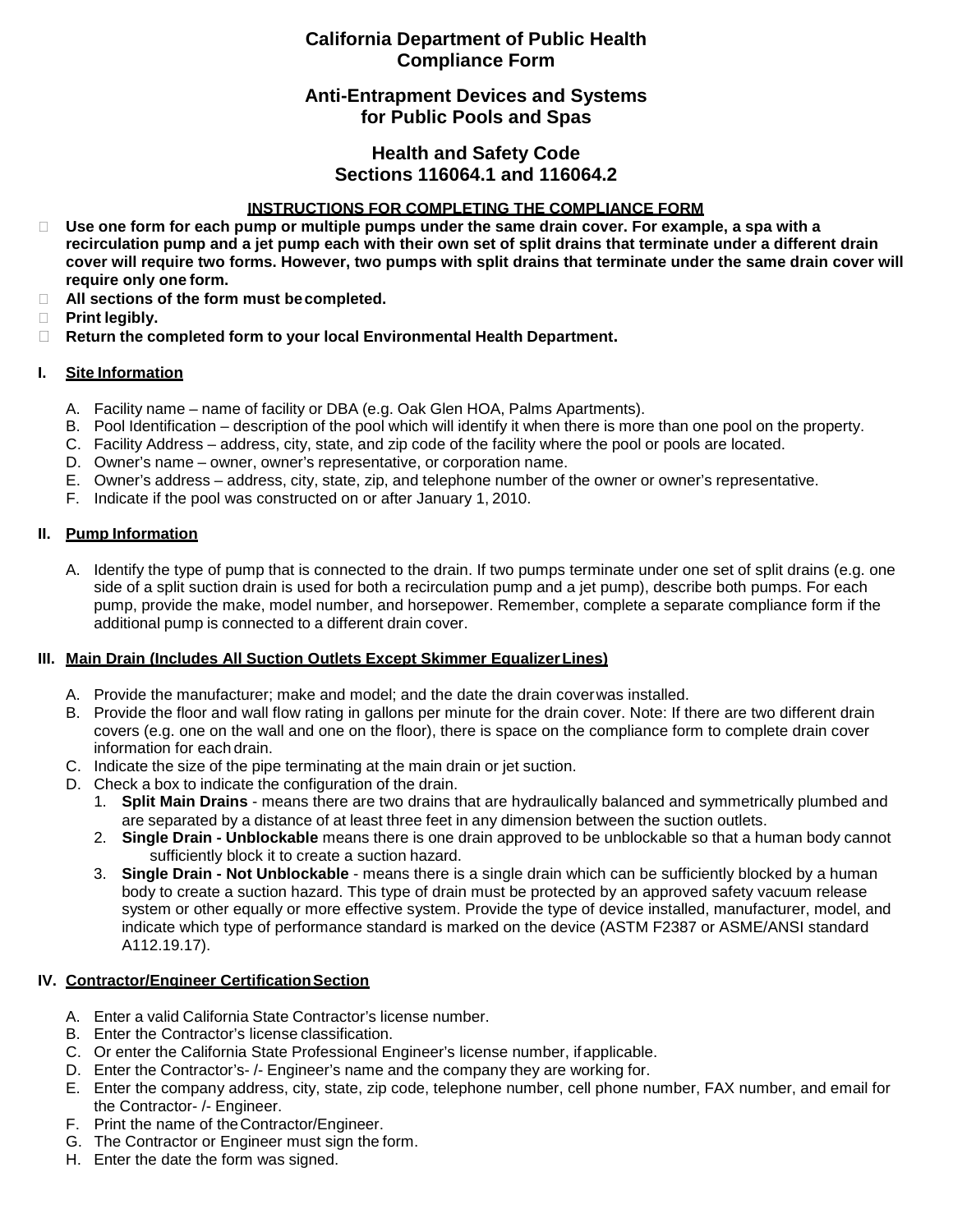# California Department of Public Health Compliance Form

## Anti-Entrapment Devices and Systems for Public Pools and Spas

## Health and Safety Code Sections 116064.1 and 116064.2

### INSTRUCTIONS FOR COMPLETING THE COMPLIANCE FORM

- **Use one form for each pump or multiple pumps under the same drain cover. For example, a spa with a recirculation pump and a jet pump each with their own set of split drains that terminate under a different drain cover will require two forms. However, two pumps with split drains that terminate under the same drain cover will require only one form.**
- **All sections of the form must be completed.**
- **Print legibly.**
- **Return the completed form to your local Environmental Health Department.**

### I. Site Information

A. Facility name – name of facility or DBA (e.g. Oak Glen HOA, Palms Apartments).
B. Pool Identification – description of the pool which will identify it when there is more than one pool on the property.
C. Facility Address – address, city, state, and zip code of the facility where the pool or pools are located.
D. Owner's name – owner, owner's representative, or corporation name.
E. Owner's address – address, city, state, zip, and telephone number of the owner or owner's representative.
F. Indicate if the pool was constructed on or after January 1, 2010.

### II. Pump Information

A. Identify the type of pump that is connected to the drain. If two pumps terminate under one set of split drains (e.g. one side of a split suction drain is used for both a recirculation pump and a jet pump), describe both pumps. For each pump, provide the make, model number, and horsepower. Remember, complete a separate compliance form if the additional pump is connected to a different drain cover.

### III. Main Drain (Includes All Suction Outlets Except Skimmer Equalizer Lines)

A. Provide the manufacturer; make and model; and the date the drain cover was installed.
B. Provide the floor and wall flow rating in gallons per minute for the drain cover. Note: If there are two different drain covers (e.g. one on the wall and one on the floor), there is space on the compliance form to complete drain cover information for each drain.
C. Indicate the size of the pipe terminating at the main drain or jet suction.
D. Check a box to indicate the configuration of the drain.
   1. **Split Main Drains** - means there are two drains that are hydraulically balanced and symmetrically plumbed and are separated by a distance of at least three feet in any dimension between the suction outlets.
   2. **Single Drain - Unblockable** means there is one drain approved to be unblockable so that a human body cannot sufficiently block it to create a suction hazard.
   3. **Single Drain - Not Unblockable** - means there is a single drain which can be sufficiently blocked by a human body to create a suction hazard. This type of drain must be protected by an approved safety vacuum release system or other equally or more effective system. Provide the type of device installed, manufacturer, model, and indicate which type of performance standard is marked on the device (ASTM F2387 or ASME/ANSI standard A112.19.17).

### IV. Contractor/Engineer Certification Section

A. Enter a valid California State Contractor's license number.
B. Enter the Contractor's license classification.
C. Or enter the California State Professional Engineer's license number, if applicable.
D. Enter the Contractor's- /- Engineer's name and the company they are working for.
E. Enter the company address, city, state, zip code, telephone number, cell phone number, FAX number, and email for the Contractor- /- Engineer.
F. Print the name of the Contractor/Engineer.
G. The Contractor or Engineer must sign the form.
H. Enter the date the form was signed.